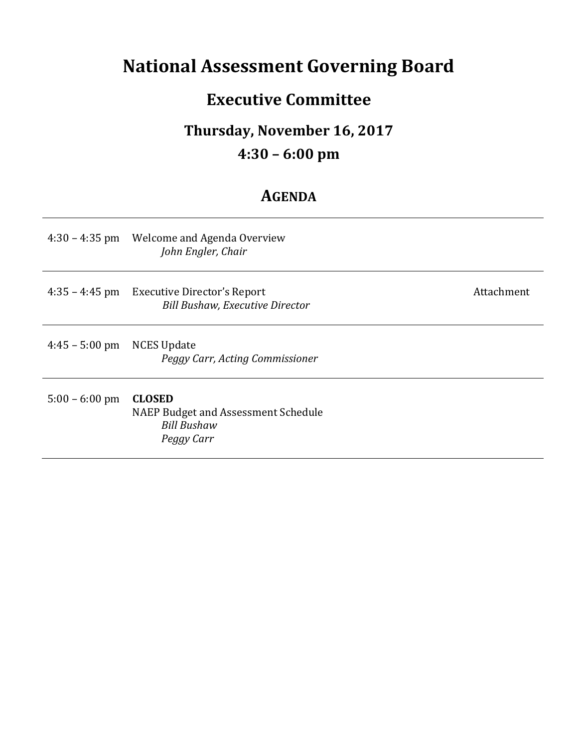# National Assessment Governing Board

## Executive Committee

### Thursday, November 16, 2017

### 4:30 – 6:00 pm

## AGENDA

| | | |
|---|---|---|
| 4:30 – 4:35 pm | Welcome and Agenda Overview<br>*John Engler, Chair* | |
| 4:35 – 4:45 pm | Executive Director's Report<br>*Bill Bushaw, Executive Director* | Attachment |
| 4:45 – 5:00 pm | NCES Update<br>*Peggy Carr, Acting Commissioner* | |
| 5:00 – 6:00 pm | **CLOSED**<br>NAEP Budget and Assessment Schedule<br>*Bill Bushaw*<br>*Peggy Carr* | |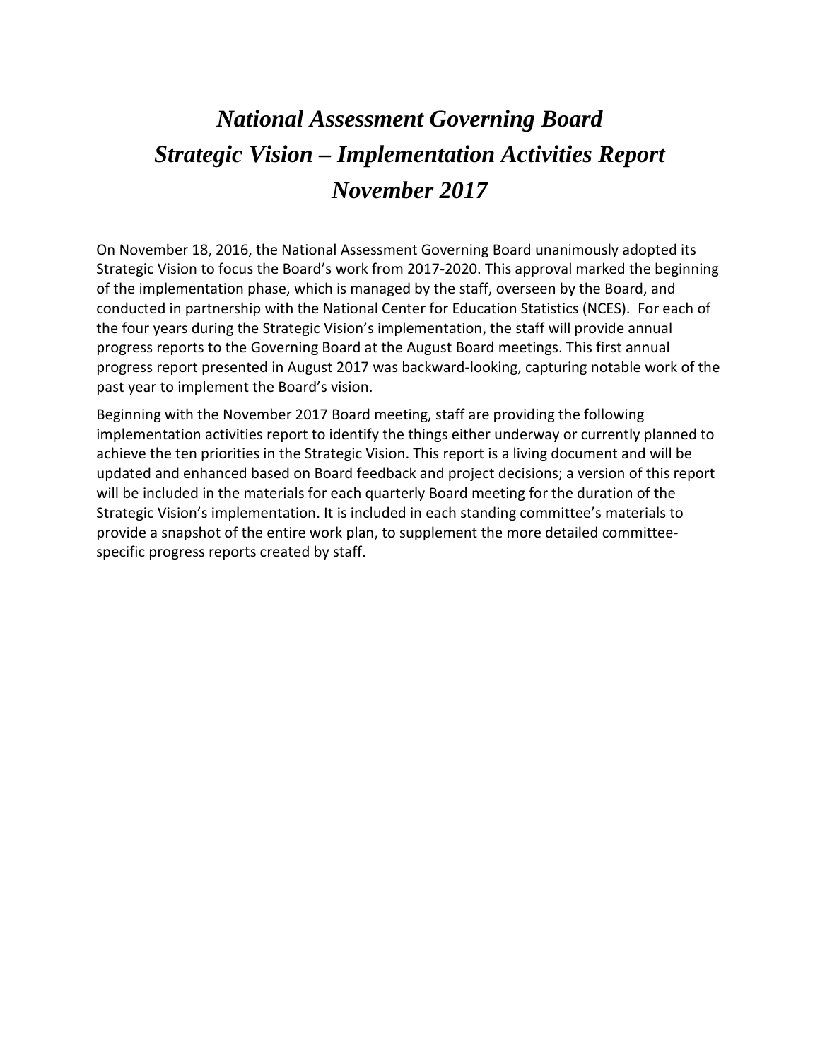# *National Assessment Governing Board*
# *Strategic Vision – Implementation Activities Report*
# *November 2017*

On November 18, 2016, the National Assessment Governing Board unanimously adopted its Strategic Vision to focus the Board's work from 2017-2020. This approval marked the beginning of the implementation phase, which is managed by the staff, overseen by the Board, and conducted in partnership with the National Center for Education Statistics (NCES). For each of the four years during the Strategic Vision's implementation, the staff will provide annual progress reports to the Governing Board at the August Board meetings. This first annual progress report presented in August 2017 was backward-looking, capturing notable work of the past year to implement the Board's vision.

Beginning with the November 2017 Board meeting, staff are providing the following implementation activities report to identify the things either underway or currently planned to achieve the ten priorities in the Strategic Vision. This report is a living document and will be updated and enhanced based on Board feedback and project decisions; a version of this report will be included in the materials for each quarterly Board meeting for the duration of the Strategic Vision's implementation. It is included in each standing committee's materials to provide a snapshot of the entire work plan, to supplement the more detailed committee-specific progress reports created by staff.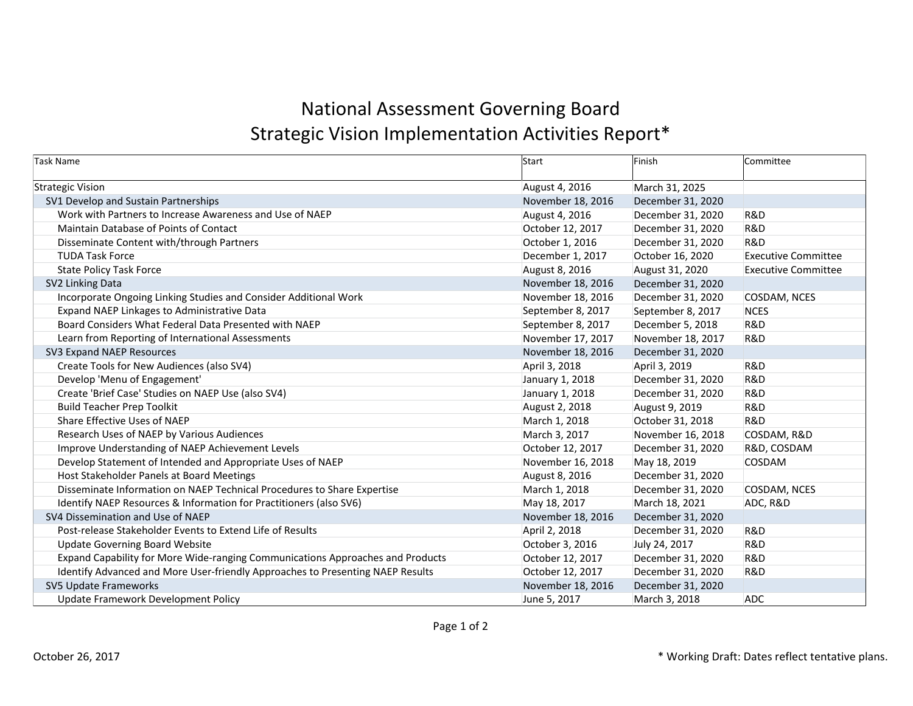# National Assessment Governing Board
## Strategic Vision Implementation Activities Report*

| Task Name | Start | Finish | Committee |
|---|---|---|---|
| Strategic Vision | August 4, 2016 | March 31, 2025 | |
| SV1 Develop and Sustain Partnerships | November 18, 2016 | December 31, 2020 | |
| Work with Partners to Increase Awareness and Use of NAEP | August 4, 2016 | December 31, 2020 | R&D |
| Maintain Database of Points of Contact | October 12, 2017 | December 31, 2020 | R&D |
| Disseminate Content with/through Partners | October 1, 2016 | December 31, 2020 | R&D |
| TUDA Task Force | December 1, 2017 | October 16, 2020 | Executive Committee |
| State Policy Task Force | August 8, 2016 | August 31, 2020 | Executive Committee |
| SV2 Linking Data | November 18, 2016 | December 31, 2020 | |
| Incorporate Ongoing Linking Studies and Consider Additional Work | November 18, 2016 | December 31, 2020 | COSDAM, NCES |
| Expand NAEP Linkages to Administrative Data | September 8, 2017 | September 8, 2017 | NCES |
| Board Considers What Federal Data Presented with NAEP | September 8, 2017 | December 5, 2018 | R&D |
| Learn from Reporting of International Assessments | November 17, 2017 | November 18, 2017 | R&D |
| SV3 Expand NAEP Resources | November 18, 2016 | December 31, 2020 | |
| Create Tools for New Audiences (also SV4) | April 3, 2018 | April 3, 2019 | R&D |
| Develop 'Menu of Engagement' | January 1, 2018 | December 31, 2020 | R&D |
| Create 'Brief Case' Studies on NAEP Use (also SV4) | January 1, 2018 | December 31, 2020 | R&D |
| Build Teacher Prep Toolkit | August 2, 2018 | August 9, 2019 | R&D |
| Share Effective Uses of NAEP | March 1, 2018 | October 31, 2018 | R&D |
| Research Uses of NAEP by Various Audiences | March 3, 2017 | November 16, 2018 | COSDAM, R&D |
| Improve Understanding of NAEP Achievement Levels | October 12, 2017 | December 31, 2020 | R&D, COSDAM |
| Develop Statement of Intended and Appropriate Uses of NAEP | November 16, 2018 | May 18, 2019 | COSDAM |
| Host Stakeholder Panels at Board Meetings | August 8, 2016 | December 31, 2020 | |
| Disseminate Information on NAEP Technical Procedures to Share Expertise | March 1, 2018 | December 31, 2020 | COSDAM, NCES |
| Identify NAEP Resources & Information for Practitioners (also SV6) | May 18, 2017 | March 18, 2021 | ADC, R&D |
| SV4 Dissemination and Use of NAEP | November 18, 2016 | December 31, 2020 | |
| Post-release Stakeholder Events to Extend Life of Results | April 2, 2018 | December 31, 2020 | R&D |
| Update Governing Board Website | October 3, 2016 | July 24, 2017 | R&D |
| Expand Capability for More Wide-ranging Communications Approaches and Products | October 12, 2017 | December 31, 2020 | R&D |
| Identify Advanced and More User-friendly Approaches to Presenting NAEP Results | October 12, 2017 | December 31, 2020 | R&D |
| SV5 Update Frameworks | November 18, 2016 | December 31, 2020 | |
| Update Framework Development Policy | June 5, 2017 | March 3, 2018 | ADC |

October 26, 2017

* Working Draft: Dates reflect tentative plans.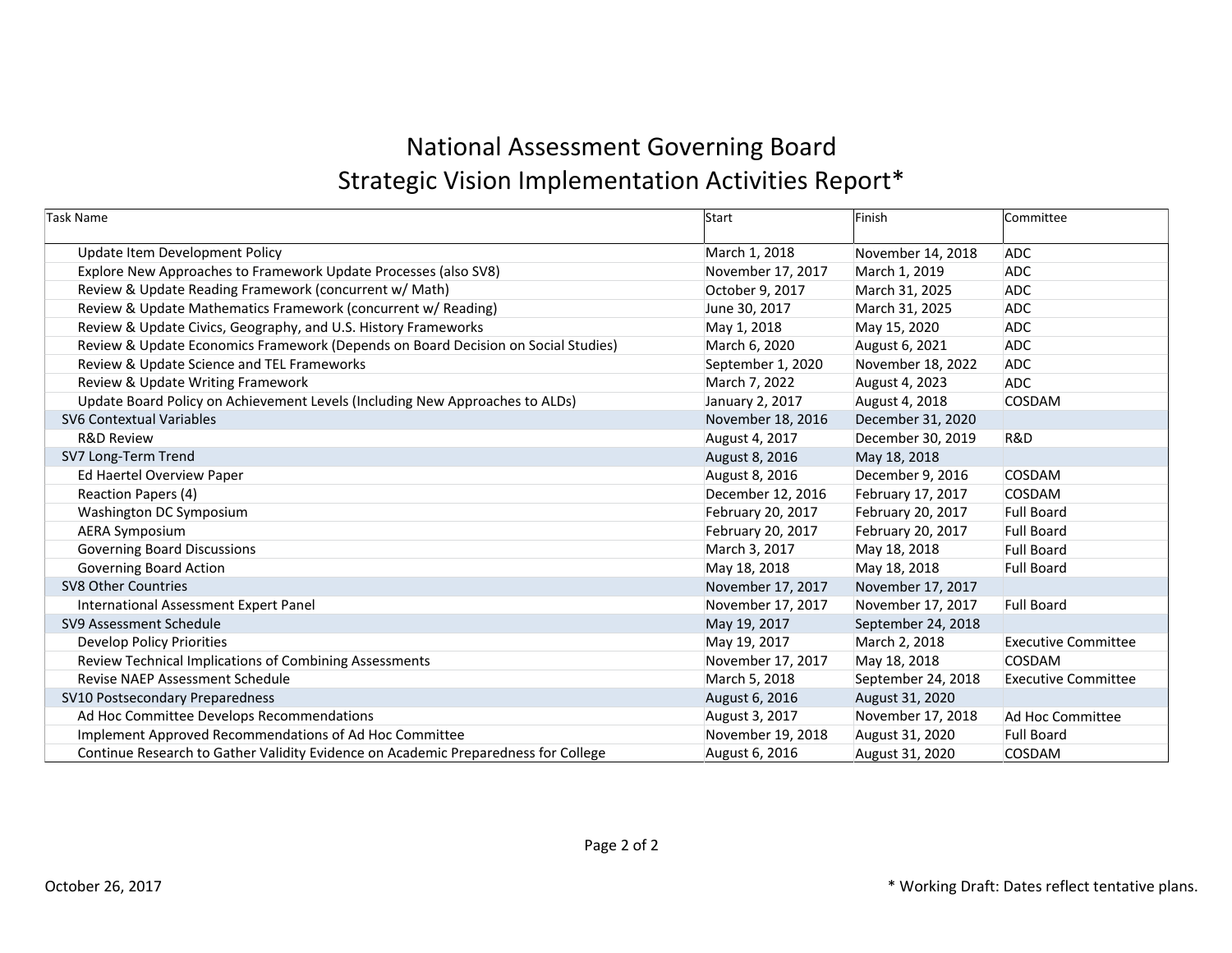# National Assessment Governing Board
## Strategic Vision Implementation Activities Report*

| Task Name | Start | Finish | Committee |
|---|---|---|---|
| Update Item Development Policy | March 1, 2018 | November 14, 2018 | ADC |
| Explore New Approaches to Framework Update Processes (also SV8) | November 17, 2017 | March 1, 2019 | ADC |
| Review & Update Reading Framework (concurrent w/ Math) | October 9, 2017 | March 31, 2025 | ADC |
| Review & Update Mathematics Framework (concurrent w/ Reading) | June 30, 2017 | March 31, 2025 | ADC |
| Review & Update Civics, Geography, and U.S. History Frameworks | May 1, 2018 | May 15, 2020 | ADC |
| Review & Update Economics Framework (Depends on Board Decision on Social Studies) | March 6, 2020 | August 6, 2021 | ADC |
| Review & Update Science and TEL Frameworks | September 1, 2020 | November 18, 2022 | ADC |
| Review & Update Writing Framework | March 7, 2022 | August 4, 2023 | ADC |
| Update Board Policy on Achievement Levels (Including New Approaches to ALDs) | January 2, 2017 | August 4, 2018 | COSDAM |
| SV6 Contextual Variables | November 18, 2016 | December 31, 2020 | |
| R&D Review | August 4, 2017 | December 30, 2019 | R&D |
| SV7 Long-Term Trend | August 8, 2016 | May 18, 2018 | |
| Ed Haertel Overview Paper | August 8, 2016 | December 9, 2016 | COSDAM |
| Reaction Papers (4) | December 12, 2016 | February 17, 2017 | COSDAM |
| Washington DC Symposium | February 20, 2017 | February 20, 2017 | Full Board |
| AERA Symposium | February 20, 2017 | February 20, 2017 | Full Board |
| Governing Board Discussions | March 3, 2017 | May 18, 2018 | Full Board |
| Governing Board Action | May 18, 2018 | May 18, 2018 | Full Board |
| SV8 Other Countries | November 17, 2017 | November 17, 2017 | |
| International Assessment Expert Panel | November 17, 2017 | November 17, 2017 | Full Board |
| SV9 Assessment Schedule | May 19, 2017 | September 24, 2018 | |
| Develop Policy Priorities | May 19, 2017 | March 2, 2018 | Executive Committee |
| Review Technical Implications of Combining Assessments | November 17, 2017 | May 18, 2018 | COSDAM |
| Revise NAEP Assessment Schedule | March 5, 2018 | September 24, 2018 | Executive Committee |
| SV10 Postsecondary Preparedness | August 6, 2016 | August 31, 2020 | |
| Ad Hoc Committee Develops Recommendations | August 3, 2017 | November 17, 2018 | Ad Hoc Committee |
| Implement Approved Recommendations of Ad Hoc Committee | November 19, 2018 | August 31, 2020 | Full Board |
| Continue Research to Gather Validity Evidence on Academic Preparedness for College | August 6, 2016 | August 31, 2020 | COSDAM |

October 26, 2017

* Working Draft: Dates reflect tentative plans.